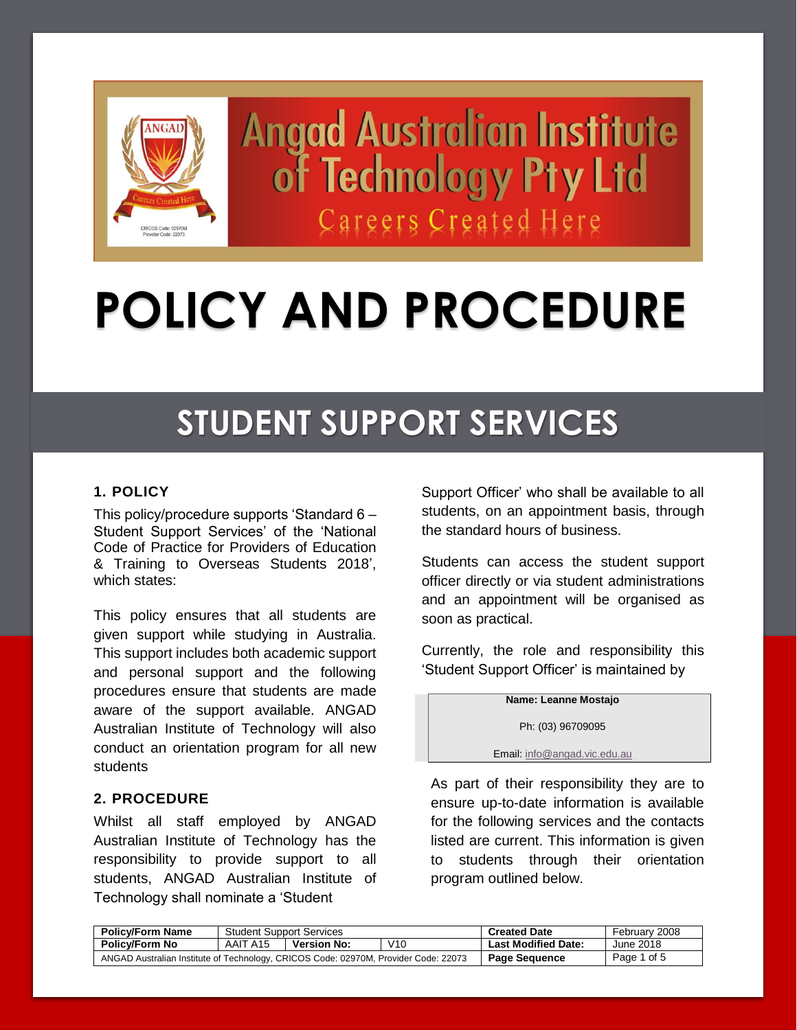Angad Australian Institute of Technology Pty Ltd

Careers Created Here

# POLICY AND PROCEDURE

# STUDENT SUPPORT SERVICES

### 1. POLICY

This policy/procedure supports 'Standard 6 – Student Support Services' of the 'National Code of Practice for Providers of Education & Training to Overseas Students 2018', which states:

This policy ensures that all students are given support while studying in Australia. This support includes both academic support and personal support and the following procedures ensure that students are made aware of the support available. ANGAD Australian Institute of Technology will also conduct an orientation program for all new students

### 2. PROCEDURE

Whilst all staff employed by ANGAD Australian Institute of Technology has the responsibility to provide support to all students, ANGAD Australian Institute of Technology shall nominate a 'Student Support Officer' who shall be available to all students, on an appointment basis, through the standard hours of business.

Students can access the student support officer directly or via student administrations and an appointment will be organised as soon as practical.

Currently, the role and responsibility this 'Student Support Officer' is maintained by

**Name: Leanne Mostajo**

Ph: (03) 96709095

Email: info@angad.vic.edu.au

As part of their responsibility they are to ensure up-to-date information is available for the following services and the contacts listed are current. This information is given to students through their orientation program outlined below.

| Policy/Form Name | Student Support Services | | | Created Date | February 2008 |
|---|---|---|---|---|---|
| Policy/Form No | AAIT A15 | Version No: | V10 | Last Modified Date: | June 2018 |
| ANGAD Australian Institute of Technology, CRICOS Code: 02970M, Provider Code: 22073 | | | | Page Sequence | Page 1 of 5 |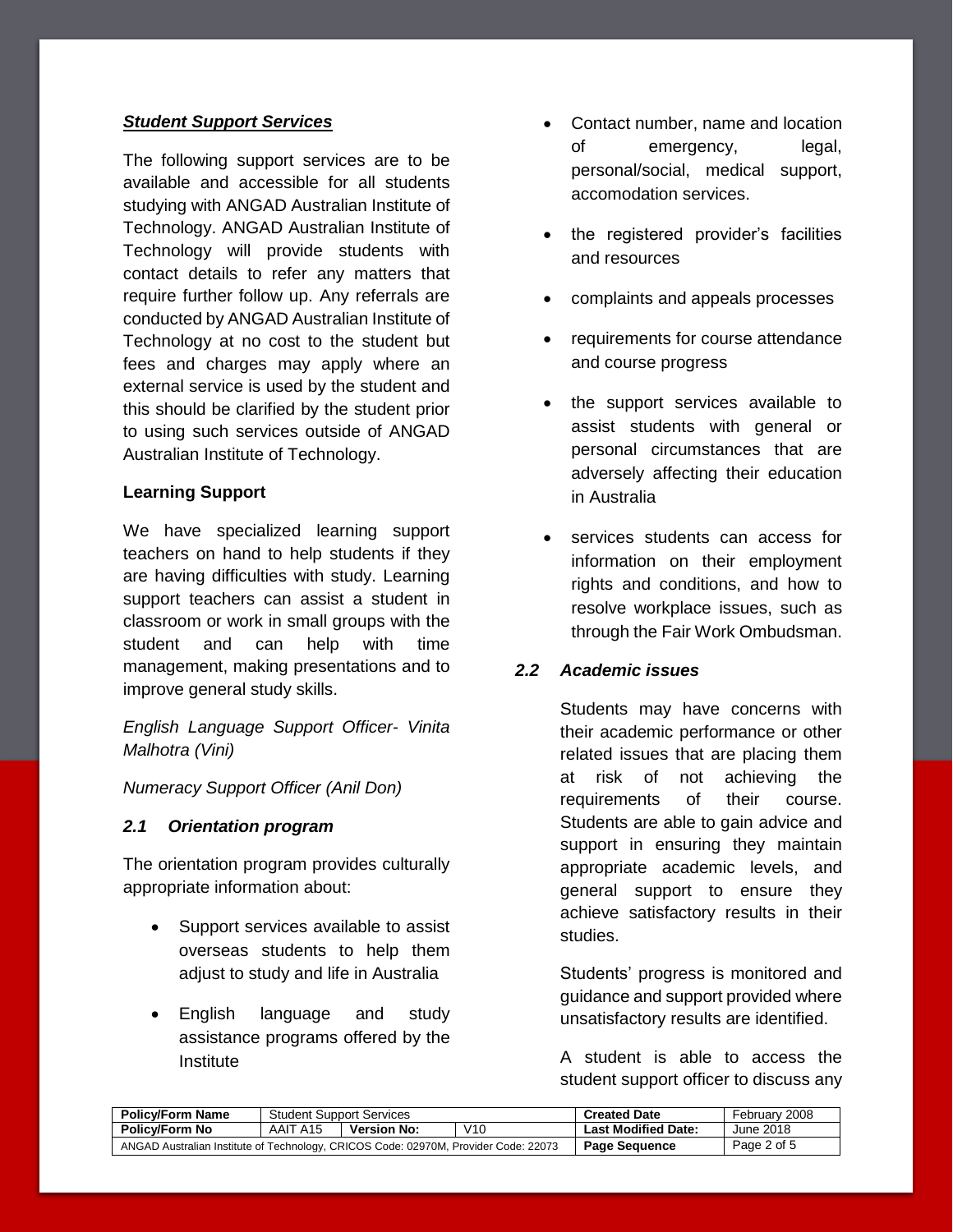***Student Support Services***

The following support services are to be available and accessible for all students studying with ANGAD Australian Institute of Technology. ANGAD Australian Institute of Technology will provide students with contact details to refer any matters that require further follow up. Any referrals are conducted by ANGAD Australian Institute of Technology at no cost to the student but fees and charges may apply where an external service is used by the student and this should be clarified by the student prior to using such services outside of ANGAD Australian Institute of Technology.

**Learning Support**

We have specialized learning support teachers on hand to help students if they are having difficulties with study. Learning support teachers can assist a student in classroom or work in small groups with the student and can help with time management, making presentations and to improve general study skills.

*English Language Support Officer- Vinita Malhotra (Vini)*

*Numeracy Support Officer (Anil Don)*

### *2.1 Orientation program*

The orientation program provides culturally appropriate information about:

- Support services available to assist overseas students to help them adjust to study and life in Australia
- English language and study assistance programs offered by the Institute
- Contact number, name and location of emergency, legal, personal/social, medical support, accomodation services.
- the registered provider's facilities and resources
- complaints and appeals processes
- requirements for course attendance and course progress
- the support services available to assist students with general or personal circumstances that are adversely affecting their education in Australia
- services students can access for information on their employment rights and conditions, and how to resolve workplace issues, such as through the Fair Work Ombudsman.

### *2.2 Academic issues*

Students may have concerns with their academic performance or other related issues that are placing them at risk of not achieving the requirements of their course. Students are able to gain advice and support in ensuring they maintain appropriate academic levels, and general support to ensure they achieve satisfactory results in their studies.

Students' progress is monitored and guidance and support provided where unsatisfactory results are identified.

A student is able to access the student support officer to discuss any

| Policy/Form Name | Student Support Services | | | Created Date | February 2008 |
|---|---|---|---|---|---|
| Policy/Form No | AAIT A15 | Version No: | V10 | Last Modified Date: | June 2018 |
| ANGAD Australian Institute of Technology, CRICOS Code: 02970M, Provider Code: 22073 | | | | Page Sequence | Page 2 of 5 |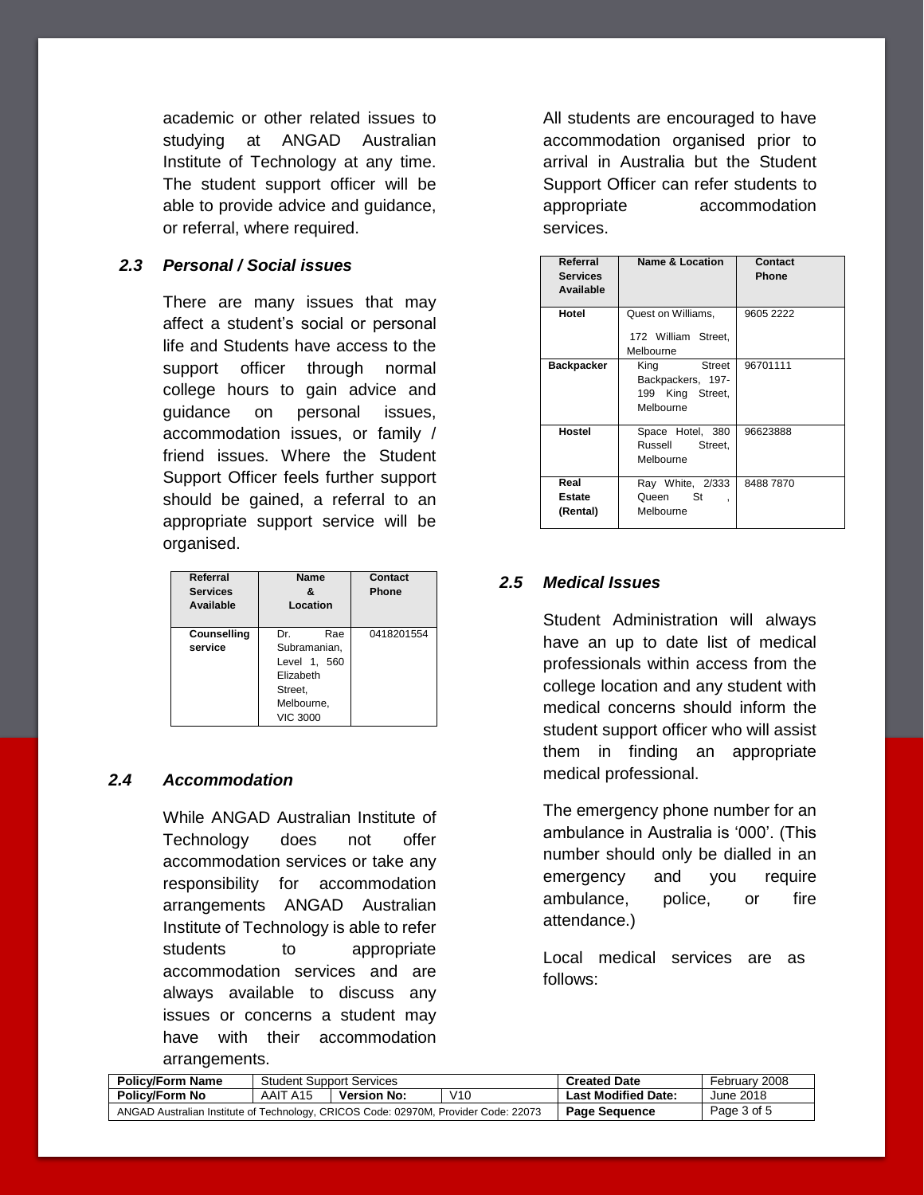academic or other related issues to studying at ANGAD Australian Institute of Technology at any time. The student support officer will be able to provide advice and guidance, or referral, where required.

### 2.3 *Personal / Social issues*

There are many issues that may affect a student's social or personal life and Students have access to the support officer through normal college hours to gain advice and guidance on personal issues, accommodation issues, or family / friend issues. Where the Student Support Officer feels further support should be gained, a referral to an appropriate support service will be organised.

| Referral Services Available | Name & Location | Contact Phone |
|---|---|---|
| Counselling service | Dr. Rae Subramanian, Level 1, 560 Elizabeth Street, Melbourne, VIC 3000 | 0418201554 |

### 2.4 *Accommodation*

While ANGAD Australian Institute of Technology does not offer accommodation services or take any responsibility for accommodation arrangements ANGAD Australian Institute of Technology is able to refer students to appropriate accommodation services and are always available to discuss any issues or concerns a student may have with their accommodation arrangements.

All students are encouraged to have accommodation organised prior to arrival in Australia but the Student Support Officer can refer students to appropriate accommodation services.

| Referral Services Available | Name & Location | Contact Phone |
|---|---|---|
| Hotel | Quest on Williams, 172 William Street, Melbourne | 9605 2222 |
| Backpacker | King Street Backpackers, 197-199 King Street, Melbourne | 96701111 |
| Hostel | Space Hotel, 380 Russell Street, Melbourne | 96623888 |
| Real Estate (Rental) | Ray White, 2/333 Queen St , Melbourne | 8488 7870 |

### 2.5 *Medical Issues*

Student Administration will always have an up to date list of medical professionals within access from the college location and any student with medical concerns should inform the student support officer who will assist them in finding an appropriate medical professional.

The emergency phone number for an ambulance in Australia is '000'. (This number should only be dialled in an emergency and you require ambulance, police, or fire attendance.)

Local medical services are as follows:

| Policy/Form Name | Student Support Services | | | Created Date | February 2008 |
|---|---|---|---|---|---|
| Policy/Form No | AAIT A15 | Version No: | V10 | Last Modified Date: | June 2018 |
| ANGAD Australian Institute of Technology, CRICOS Code: 02970M, Provider Code: 22073 | | | | Page Sequence | Page 3 of 5 |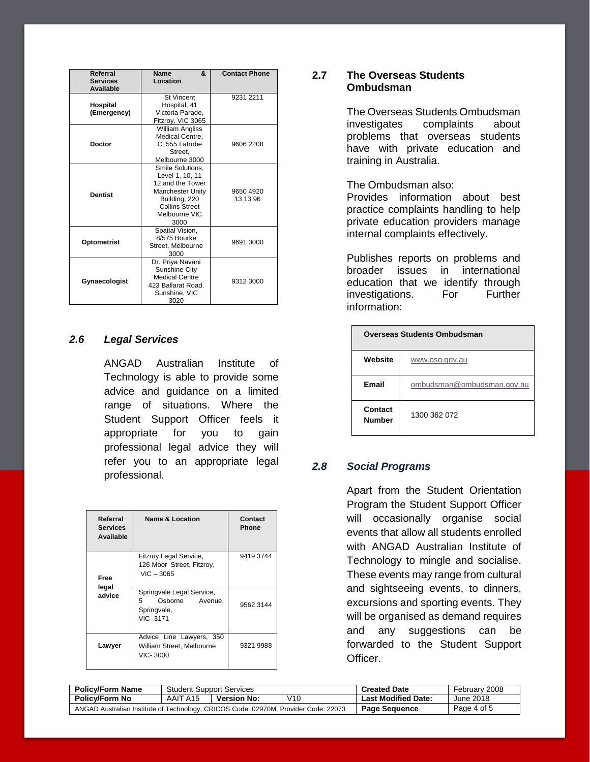| Referral Services Available | Name & Location | Contact Phone |
|---|---|---|
| **Hospital (Emergency)** | St Vincent Hospital, 41 Victoria Parade, Fitzroy, VIC 3065 | 9231 2211 |
| **Doctor** | William Angliss Medical Centre, C, 555 Latrobe Street, Melbourne 3000 | 9606 2208 |
| **Dentist** | Smile Solutions, Level 1, 10, 11 12 and the Tower Manchester Unity Building, 220 Collins Street Melbourne VIC 3000 | 9650 4920<br>13 13 96 |
| **Optometrist** | Spatial Vision, 8/575 Bourke Street, Melbourne 3000 | 9691 3000 |
| **Gynaecologist** | Dr. Priya Navani Sunshine City Medical Centre 423 Ballarat Road, Sunshine, VIC 3020 | 9312 3000 |

## *2.6 Legal Services*

ANGAD Australian Institute of Technology is able to provide some advice and guidance on a limited range of situations. Where the Student Support Officer feels it appropriate for you to gain professional legal advice they will refer you to an appropriate legal professional.

| Referral Services Available | Name & Location | Contact Phone |
|---|---|---|
| **Free legal advice** | Fitzroy Legal Service, 126 Moor Street, Fitzroy, VIC – 3065 | 9419 3744 |
| | Springvale Legal Service, 5 Osborne Avenue, Springvale, VIC -3171 | 9562 3144 |
| **Lawyer** | Advice Line Lawyers, 350 William Street, Melbourne VIC- 3000 | 9321 9988 |

## 2.7 The Overseas Students Ombudsman

The Overseas Students Ombudsman investigates complaints about problems that overseas students have with private education and training in Australia.

The Ombudsman also:
Provides information about best practice complaints handling to help private education providers manage internal complaints effectively.

Publishes reports on problems and broader issues in international education that we identify through investigations. For Further information:

| Overseas Students Ombudsman | |
|---|---|
| **Website** | www.oso.gov.au |
| **Email** | ombudsman@ombudsman.gov.au |
| **Contact Number** | 1300 362 072 |

## *2.8 Social Programs*

Apart from the Student Orientation Program the Student Support Officer will occasionally organise social events that allow all students enrolled with ANGAD Australian Institute of Technology to mingle and socialise. These events may range from cultural and sightseeing events, to dinners, excursions and sporting events. They will be organised as demand requires and any suggestions can be forwarded to the Student Support Officer.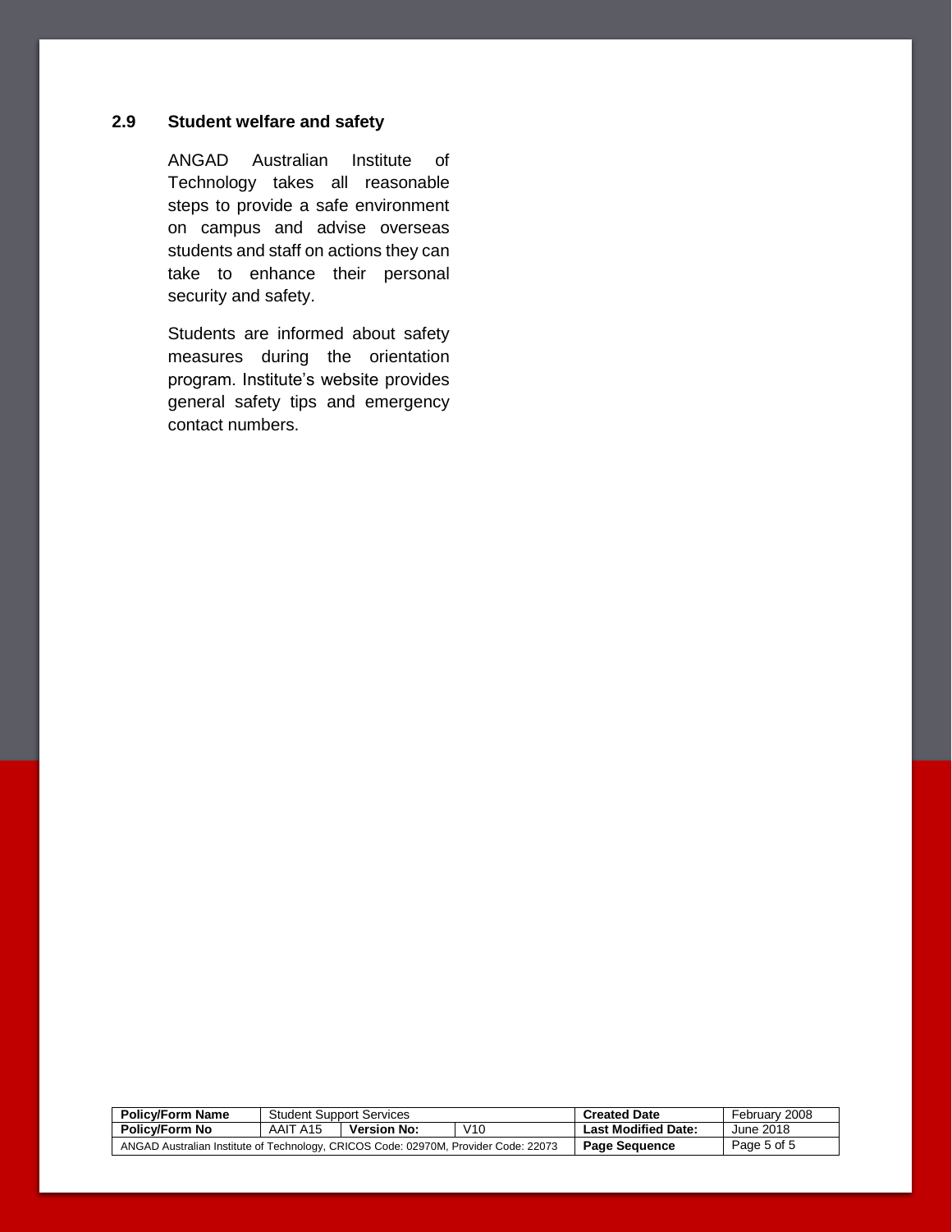### 2.9 Student welfare and safety

ANGAD Australian Institute of Technology takes all reasonable steps to provide a safe environment on campus and advise overseas students and staff on actions they can take to enhance their personal security and safety.

Students are informed about safety measures during the orientation program. Institute's website provides general safety tips and emergency contact numbers.